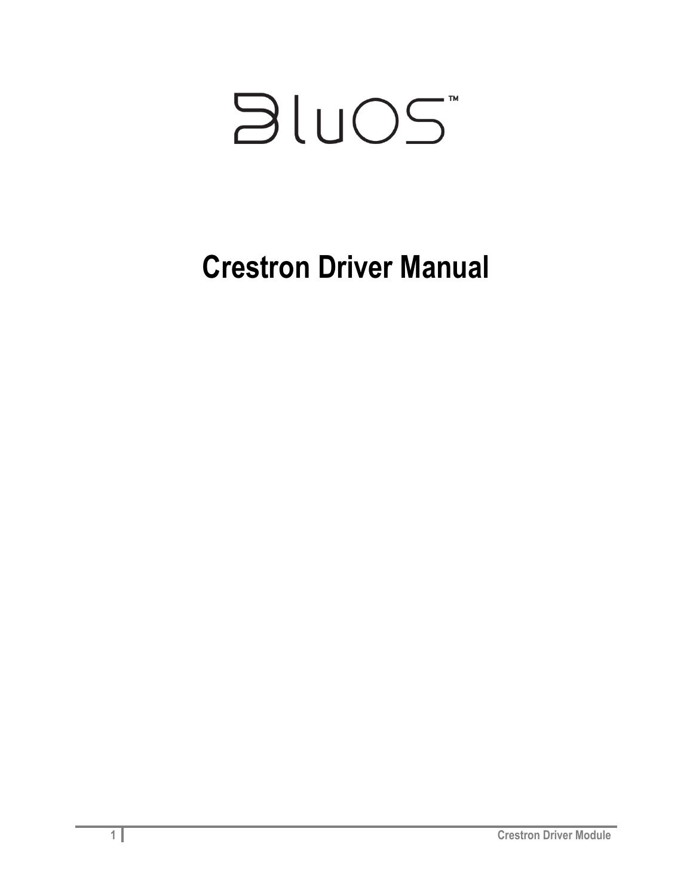# BluOS™

# Crestron Driver Manual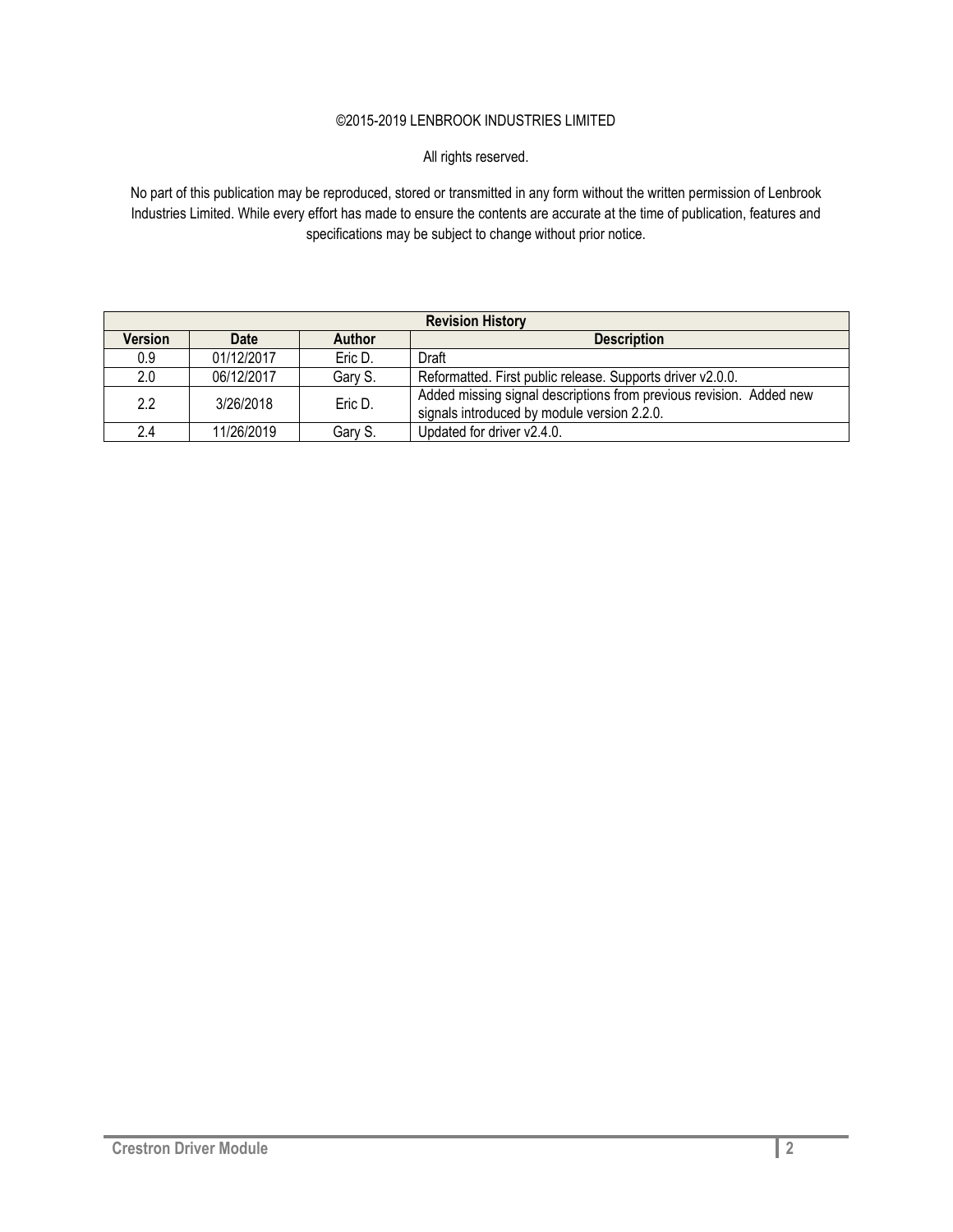©2015-2019 LENBROOK INDUSTRIES LIMITED

All rights reserved.

No part of this publication may be reproduced, stored or transmitted in any form without the written permission of Lenbrook Industries Limited. While every effort has made to ensure the contents are accurate at the time of publication, features and specifications may be subject to change without prior notice.

| Revision History | | | |
|---|---|---|---|
| **Version** | **Date** | **Author** | **Description** |
| 0.9 | 01/12/2017 | Eric D. | Draft |
| 2.0 | 06/12/2017 | Gary S. | Reformatted. First public release. Supports driver v2.0.0. |
| 2.2 | 3/26/2018 | Eric D. | Added missing signal descriptions from previous revision. Added new signals introduced by module version 2.2.0. |
| 2.4 | 11/26/2019 | Gary S. | Updated for driver v2.4.0. |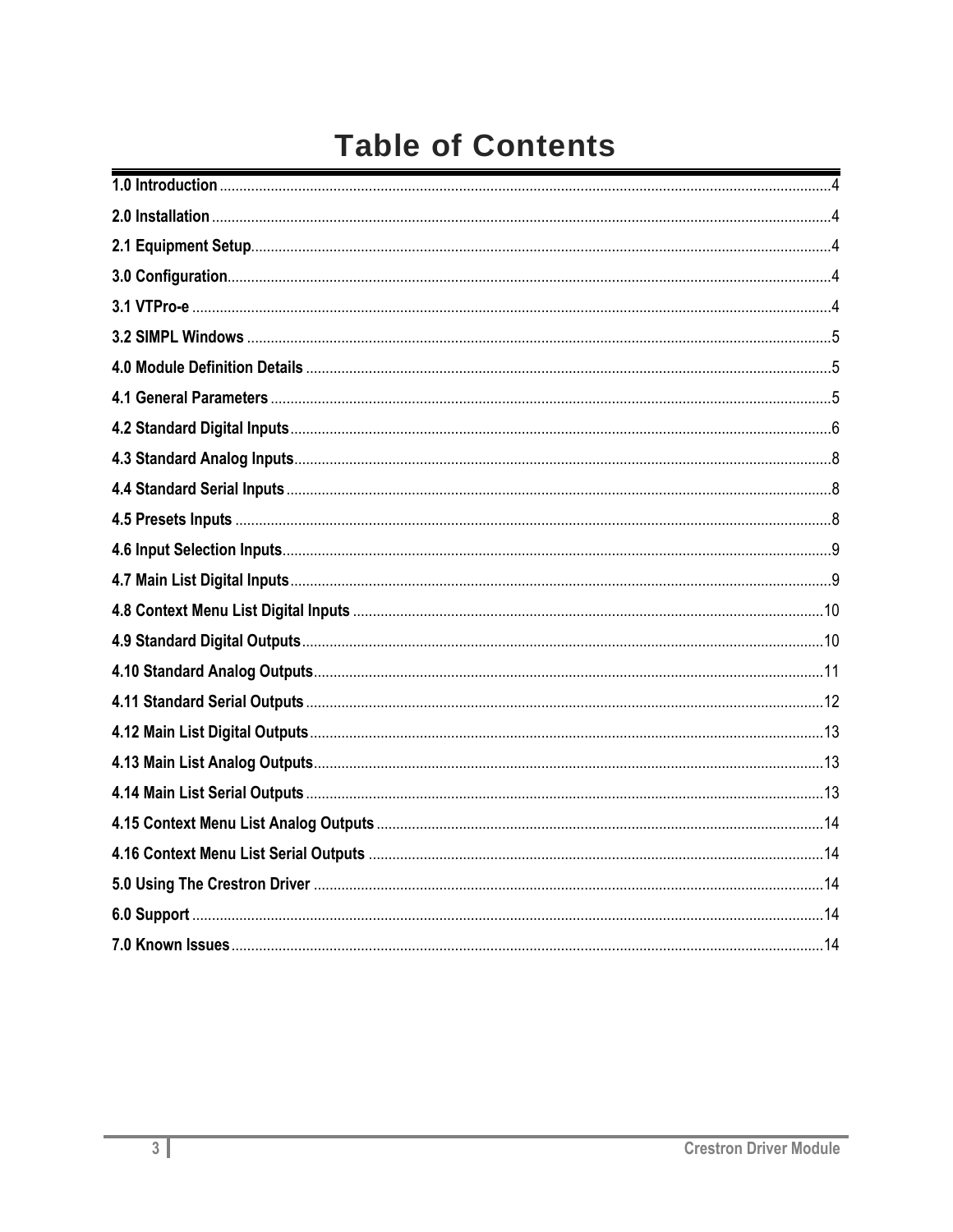# Table of Contents

1.0 Introduction ....................................................................................................................................4

2.0 Installation ......................................................................................................................................4

2.1 Equipment Setup.............................................................................................................................4

3.0 Configuration...................................................................................................................................4

3.1 VTPro-e ...........................................................................................................................................4

3.2 SIMPL Windows ..............................................................................................................................5

4.0 Module Definition Details ...............................................................................................................5

4.1 General Parameters ........................................................................................................................5

4.2 Standard Digital Inputs....................................................................................................................6

4.3 Standard Analog Inputs...................................................................................................................8

4.4 Standard Serial Inputs.....................................................................................................................8

4.5 Presets Inputs .................................................................................................................................8

4.6 Input Selection Inputs......................................................................................................................9

4.7 Main List Digital Inputs....................................................................................................................9

4.8 Context Menu List Digital Inputs ....................................................................................................10

4.9 Standard Digital Outputs................................................................................................................10

4.10 Standard Analog Outputs.............................................................................................................11

4.11 Standard Serial Outputs ...............................................................................................................12

4.12 Main List Digital Outputs...............................................................................................................13

4.13 Main List Analog Outputs..............................................................................................................13

4.14 Main List Serial Outputs ...............................................................................................................13

4.15 Context Menu List Analog Outputs ...............................................................................................14

4.16 Context Menu List Serial Outputs .................................................................................................14

5.0 Using The Crestron Driver ..............................................................................................................14

6.0 Support ...........................................................................................................................................14

7.0 Known Issues..................................................................................................................................14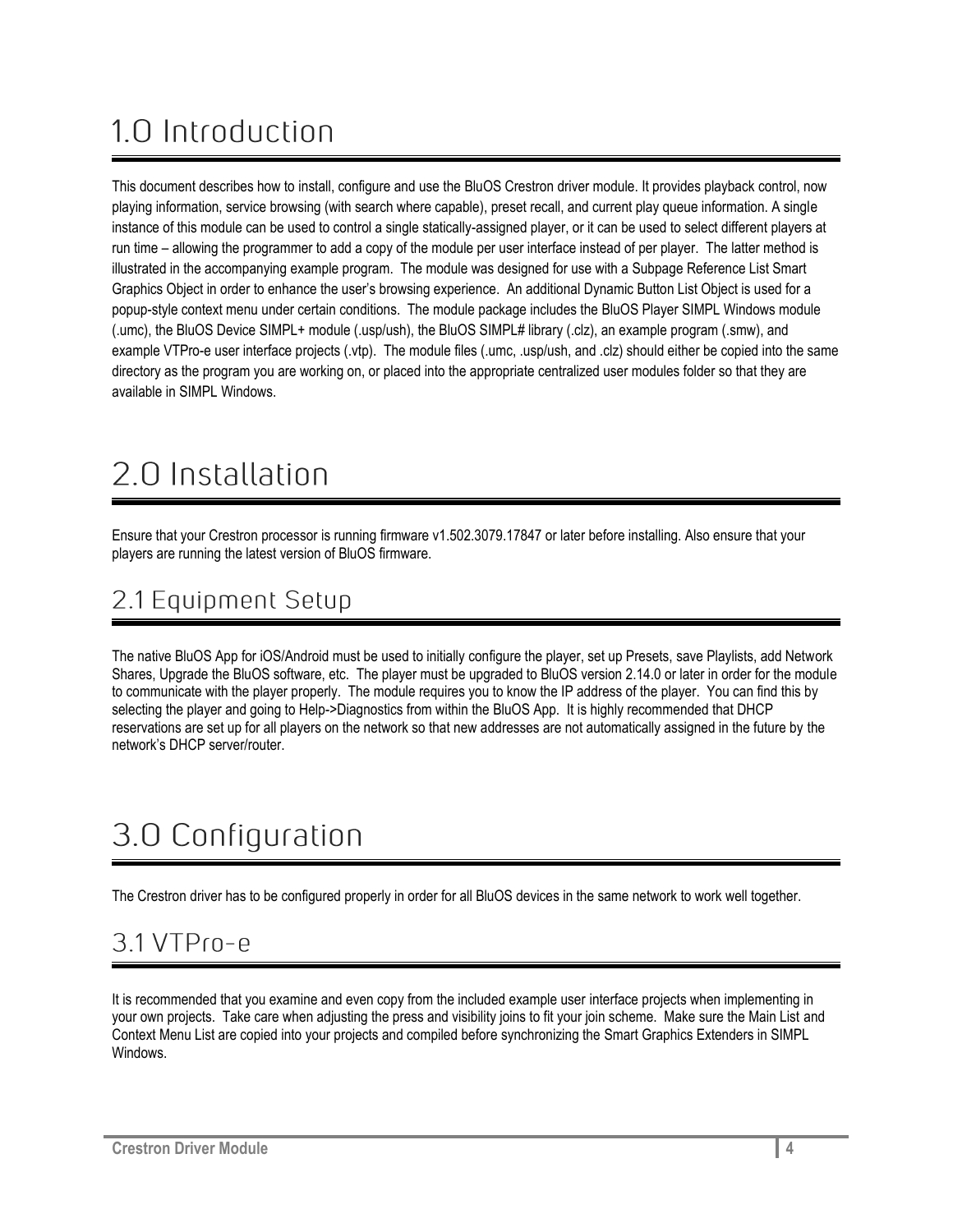# 1.0 Introduction

This document describes how to install, configure and use the BluOS Crestron driver module. It provides playback control, now playing information, service browsing (with search where capable), preset recall, and current play queue information. A single instance of this module can be used to control a single statically-assigned player, or it can be used to select different players at run time – allowing the programmer to add a copy of the module per user interface instead of per player. The latter method is illustrated in the accompanying example program. The module was designed for use with a Subpage Reference List Smart Graphics Object in order to enhance the user's browsing experience. An additional Dynamic Button List Object is used for a popup-style context menu under certain conditions. The module package includes the BluOS Player SIMPL Windows module (.umc), the BluOS Device SIMPL+ module (.usp/ush), the BluOS SIMPL# library (.clz), an example program (.smw), and example VTPro-e user interface projects (.vtp). The module files (.umc, .usp/ush, and .clz) should either be copied into the same directory as the program you are working on, or placed into the appropriate centralized user modules folder so that they are available in SIMPL Windows.

# 2.0 Installation

Ensure that your Crestron processor is running firmware v1.502.3079.17847 or later before installing. Also ensure that your players are running the latest version of BluOS firmware.

## 2.1 Equipment Setup

The native BluOS App for iOS/Android must be used to initially configure the player, set up Presets, save Playlists, add Network Shares, Upgrade the BluOS software, etc. The player must be upgraded to BluOS version 2.14.0 or later in order for the module to communicate with the player properly. The module requires you to know the IP address of the player. You can find this by selecting the player and going to Help->Diagnostics from within the BluOS App. It is highly recommended that DHCP reservations are set up for all players on the network so that new addresses are not automatically assigned in the future by the network's DHCP server/router.

# 3.0 Configuration

The Crestron driver has to be configured properly in order for all BluOS devices in the same network to work well together.

## 3.1 VTPro-e

It is recommended that you examine and even copy from the included example user interface projects when implementing in your own projects. Take care when adjusting the press and visibility joins to fit your join scheme. Make sure the Main List and Context Menu List are copied into your projects and compiled before synchronizing the Smart Graphics Extenders in SIMPL Windows.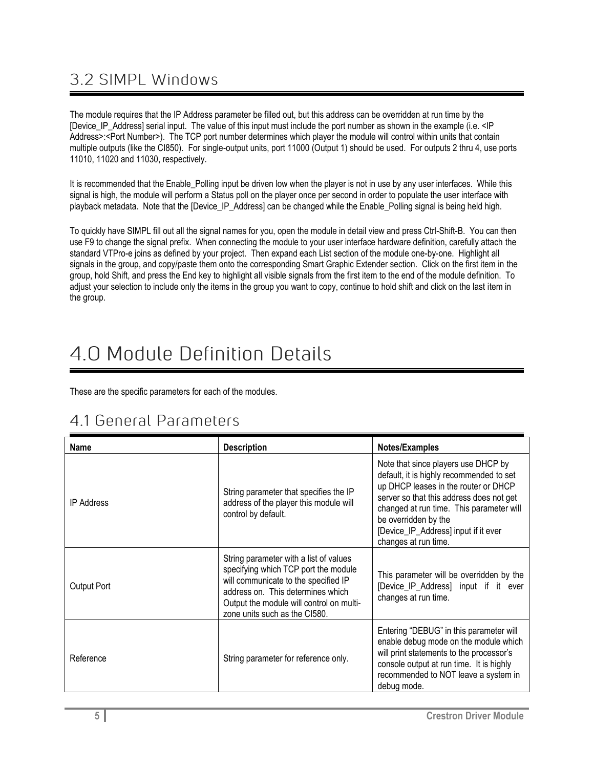## 3.2 SIMPL Windows

The module requires that the IP Address parameter be filled out, but this address can be overridden at run time by the [Device_IP_Address] serial input. The value of this input must include the port number as shown in the example (i.e. <IP Address>:<Port Number>). The TCP port number determines which player the module will control within units that contain multiple outputs (like the CI850). For single-output units, port 11000 (Output 1) should be used. For outputs 2 thru 4, use ports 11010, 11020 and 11030, respectively.

It is recommended that the Enable_Polling input be driven low when the player is not in use by any user interfaces. While this signal is high, the module will perform a Status poll on the player once per second in order to populate the user interface with playback metadata. Note that the [Device_IP_Address] can be changed while the Enable_Polling signal is being held high.

To quickly have SIMPL fill out all the signal names for you, open the module in detail view and press Ctrl-Shift-B. You can then use F9 to change the signal prefix. When connecting the module to your user interface hardware definition, carefully attach the standard VTPro-e joins as defined by your project. Then expand each List section of the module one-by-one. Highlight all signals in the group, and copy/paste them onto the corresponding Smart Graphic Extender section. Click on the first item in the group, hold Shift, and press the End key to highlight all visible signals from the first item to the end of the module definition. To adjust your selection to include only the items in the group you want to copy, continue to hold shift and click on the last item in the group.

# 4.0 Module Definition Details

These are the specific parameters for each of the modules.

## 4.1 General Parameters

| Name | Description | Notes/Examples |
|---|---|---|
| IP Address | String parameter that specifies the IP address of the player this module will control by default. | Note that since players use DHCP by default, it is highly recommended to set up DHCP leases in the router or DHCP server so that this address does not get changed at run time. This parameter will be overridden by the [Device_IP_Address] input if it ever changes at run time. |
| Output Port | String parameter with a list of values specifying which TCP port the module will communicate to the specified IP address on. This determines which Output the module will control on multi-zone units such as the CI580. | This parameter will be overridden by the [Device_IP_Address] input if it ever changes at run time. |
| Reference | String parameter for reference only. | Entering "DEBUG" in this parameter will enable debug mode on the module which will print statements to the processor's console output at run time. It is highly recommended to NOT leave a system in debug mode. |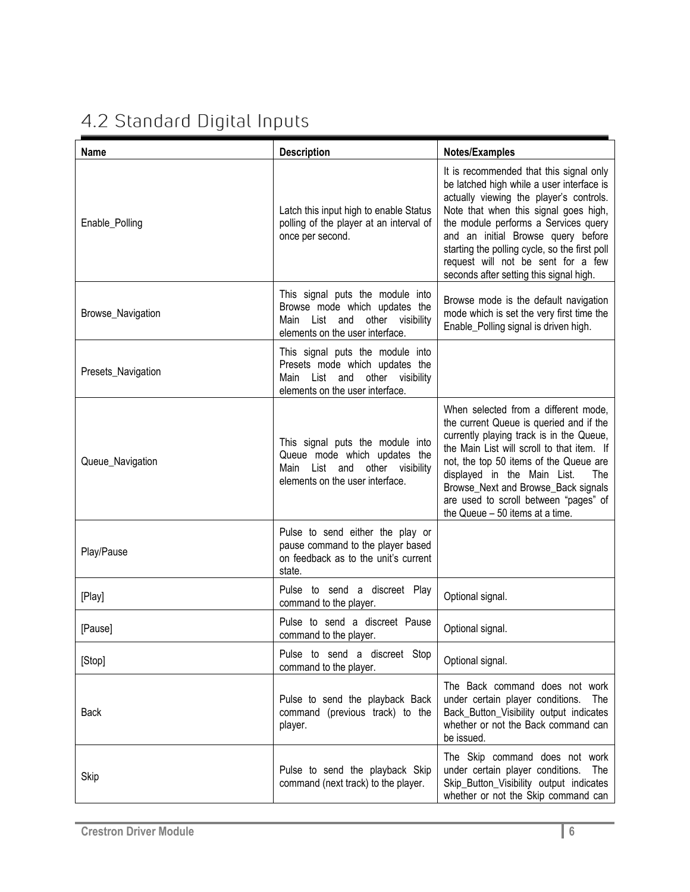## 4.2 Standard Digital Inputs

| Name | Description | Notes/Examples |
|---|---|---|
| Enable_Polling | Latch this input high to enable Status polling of the player at an interval of once per second. | It is recommended that this signal only be latched high while a user interface is actually viewing the player's controls. Note that when this signal goes high, the module performs a Services query and an initial Browse query before starting the polling cycle, so the first poll request will not be sent for a few seconds after setting this signal high. |
| Browse_Navigation | This signal puts the module into Browse mode which updates the Main List and other visibility elements on the user interface. | Browse mode is the default navigation mode which is set the very first time the Enable_Polling signal is driven high. |
| Presets_Navigation | This signal puts the module into Presets mode which updates the Main List and other visibility elements on the user interface. | |
| Queue_Navigation | This signal puts the module into Queue mode which updates the Main List and other visibility elements on the user interface. | When selected from a different mode, the current Queue is queried and if the currently playing track is in the Queue, the Main List will scroll to that item. If not, the top 50 items of the Queue are displayed in the Main List. The Browse_Next and Browse_Back signals are used to scroll between "pages" of the Queue – 50 items at a time. |
| Play/Pause | Pulse to send either the play or pause command to the player based on feedback as to the unit's current state. | |
| [Play] | Pulse to send a discreet Play command to the player. | Optional signal. |
| [Pause] | Pulse to send a discreet Pause command to the player. | Optional signal. |
| [Stop] | Pulse to send a discreet Stop command to the player. | Optional signal. |
| Back | Pulse to send the playback Back command (previous track) to the player. | The Back command does not work under certain player conditions. The Back_Button_Visibility output indicates whether or not the Back command can be issued. |
| Skip | Pulse to send the playback Skip command (next track) to the player. | The Skip command does not work under certain player conditions. The Skip_Button_Visibility output indicates whether or not the Skip command can |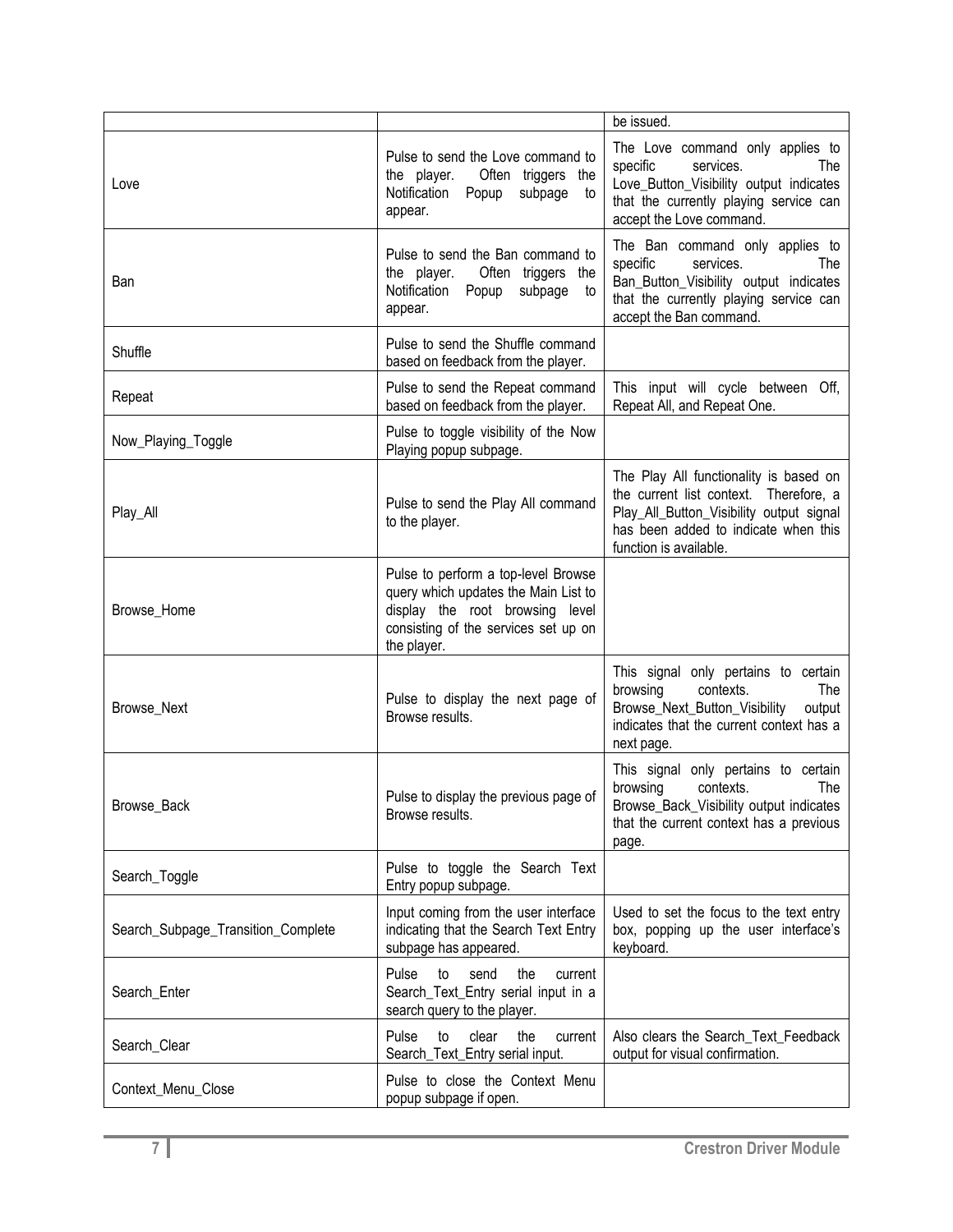| | | |
|---|---|---|
| | | be issued. |
| Love | Pulse to send the Love command to the player. Often triggers the Notification Popup subpage to appear. | The Love command only applies to specific services. The Love_Button_Visibility output indicates that the currently playing service can accept the Love command. |
| Ban | Pulse to send the Ban command to the player. Often triggers the Notification Popup subpage to appear. | The Ban command only applies to specific services. The Ban_Button_Visibility output indicates that the currently playing service can accept the Ban command. |
| Shuffle | Pulse to send the Shuffle command based on feedback from the player. | |
| Repeat | Pulse to send the Repeat command based on feedback from the player. | This input will cycle between Off, Repeat All, and Repeat One. |
| Now_Playing_Toggle | Pulse to toggle visibility of the Now Playing popup subpage. | |
| Play_All | Pulse to send the Play All command to the player. | The Play All functionality is based on the current list context. Therefore, a Play_All_Button_Visibility output signal has been added to indicate when this function is available. |
| Browse_Home | Pulse to perform a top-level Browse query which updates the Main List to display the root browsing level consisting of the services set up on the player. | |
| Browse_Next | Pulse to display the next page of Browse results. | This signal only pertains to certain browsing contexts. The Browse_Next_Button_Visibility output indicates that the current context has a next page. |
| Browse_Back | Pulse to display the previous page of Browse results. | This signal only pertains to certain browsing contexts. The Browse_Back_Visibility output indicates that the current context has a previous page. |
| Search_Toggle | Pulse to toggle the Search Text Entry popup subpage. | |
| Search_Subpage_Transition_Complete | Input coming from the user interface indicating that the Search Text Entry subpage has appeared. | Used to set the focus to the text entry box, popping up the user interface's keyboard. |
| Search_Enter | Pulse to send the current Search_Text_Entry serial input in a search query to the player. | |
| Search_Clear | Pulse to clear the current Search_Text_Entry serial input. | Also clears the Search_Text_Feedback output for visual confirmation. |
| Context_Menu_Close | Pulse to close the Context Menu popup subpage if open. | |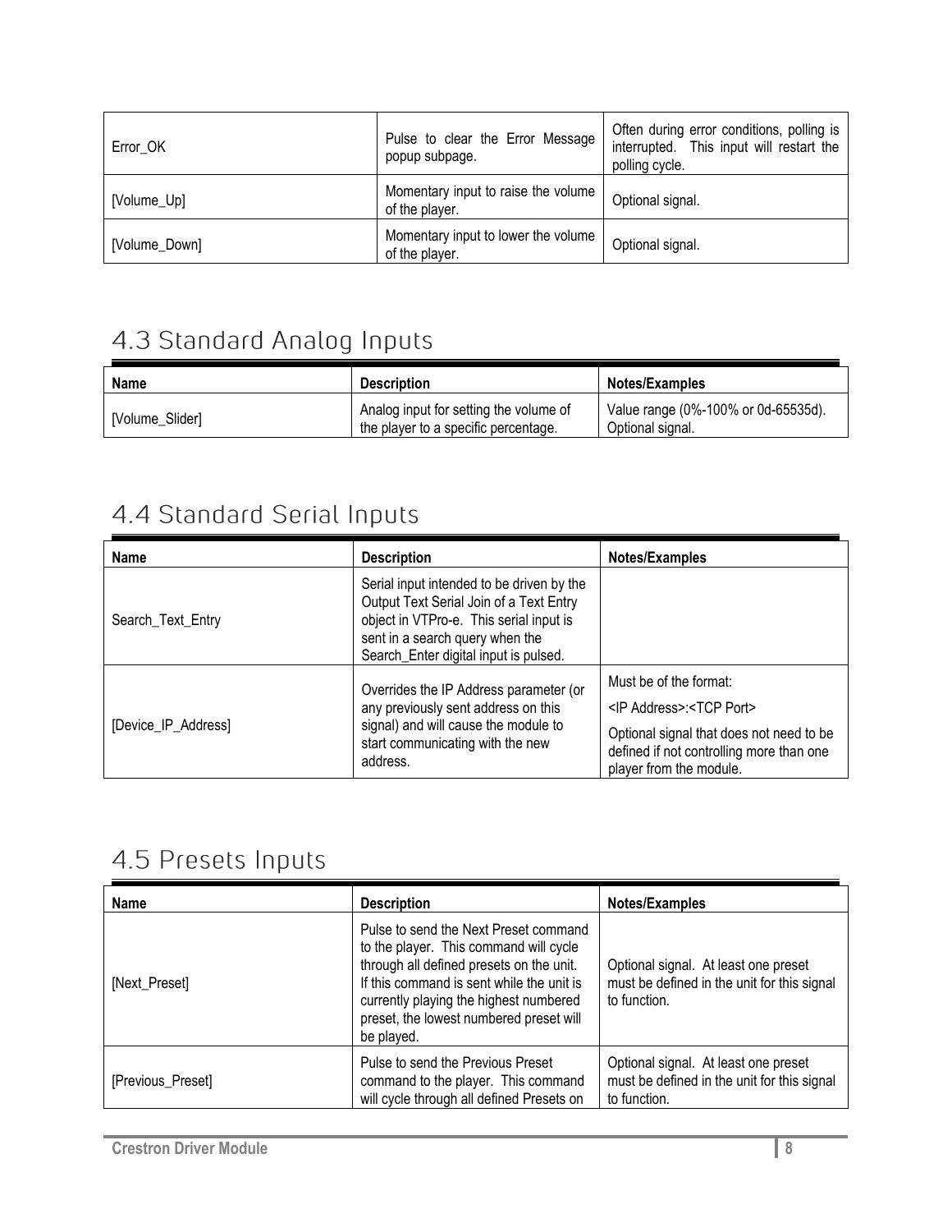| Error_OK | Pulse to clear the Error Message popup subpage. | Often during error conditions, polling is interrupted. This input will restart the polling cycle. |
|---|---|---|
| [Volume_Up] | Momentary input to raise the volume of the player. | Optional signal. |
| [Volume_Down] | Momentary input to lower the volume of the player. | Optional signal. |

## 4.3 Standard Analog Inputs

| Name | Description | Notes/Examples |
|---|---|---|
| [Volume_Slider] | Analog input for setting the volume of the player to a specific percentage. | Value range (0%-100% or 0d-65535d). Optional signal. |

## 4.4 Standard Serial Inputs

| Name | Description | Notes/Examples |
|---|---|---|
| Search_Text_Entry | Serial input intended to be driven by the Output Text Serial Join of a Text Entry object in VTPro-e. This serial input is sent in a search query when the Search_Enter digital input is pulsed. | |
| [Device_IP_Address] | Overrides the IP Address parameter (or any previously sent address on this signal) and will cause the module to start communicating with the new address. | Must be of the format: <IP Address>:<TCP Port> Optional signal that does not need to be defined if not controlling more than one player from the module. |

## 4.5 Presets Inputs

| Name | Description | Notes/Examples |
|---|---|---|
| [Next_Preset] | Pulse to send the Next Preset command to the player. This command will cycle through all defined presets on the unit. If this command is sent while the unit is currently playing the highest numbered preset, the lowest numbered preset will be played. | Optional signal. At least one preset must be defined in the unit for this signal to function. |
| [Previous_Preset] | Pulse to send the Previous Preset command to the player. This command will cycle through all defined Presets on | Optional signal. At least one preset must be defined in the unit for this signal to function. |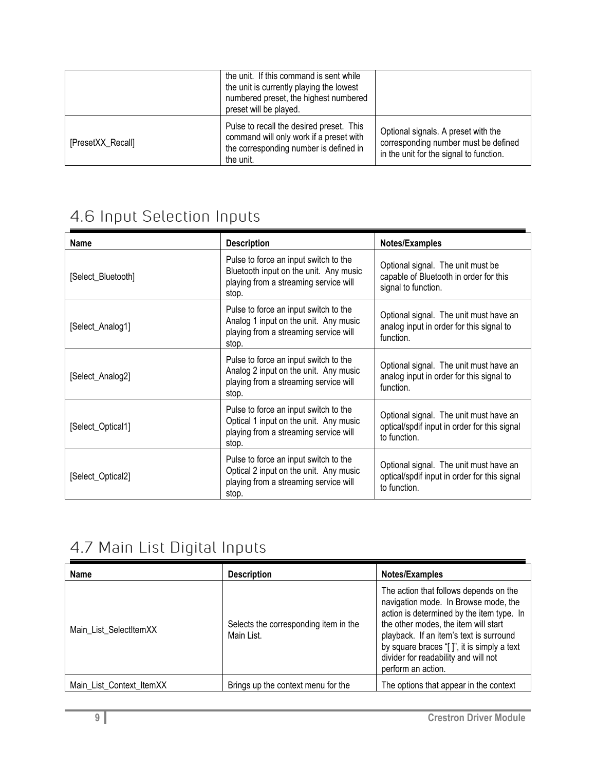|  | the unit. If this command is sent while the unit is currently playing the lowest numbered preset, the highest numbered preset will be played. |  |
| --- | --- | --- |
| [PresetXX_Recall] | Pulse to recall the desired preset. This command will only work if a preset with the corresponding number is defined in the unit. | Optional signals. A preset with the corresponding number must be defined in the unit for the signal to function. |

## 4.6 Input Selection Inputs

| Name | Description | Notes/Examples |
| --- | --- | --- |
| [Select_Bluetooth] | Pulse to force an input switch to the Bluetooth input on the unit. Any music playing from a streaming service will stop. | Optional signal. The unit must be capable of Bluetooth in order for this signal to function. |
| [Select_Analog1] | Pulse to force an input switch to the Analog 1 input on the unit. Any music playing from a streaming service will stop. | Optional signal. The unit must have an analog input in order for this signal to function. |
| [Select_Analog2] | Pulse to force an input switch to the Analog 2 input on the unit. Any music playing from a streaming service will stop. | Optional signal. The unit must have an analog input in order for this signal to function. |
| [Select_Optical1] | Pulse to force an input switch to the Optical 1 input on the unit. Any music playing from a streaming service will stop. | Optional signal. The unit must have an optical/spdif input in order for this signal to function. |
| [Select_Optical2] | Pulse to force an input switch to the Optical 2 input on the unit. Any music playing from a streaming service will stop. | Optional signal. The unit must have an optical/spdif input in order for this signal to function. |

## 4.7 Main List Digital Inputs

| Name | Description | Notes/Examples |
| --- | --- | --- |
| Main_List_SelectItemXX | Selects the corresponding item in the Main List. | The action that follows depends on the navigation mode. In Browse mode, the action is determined by the item type. In the other modes, the item will start playback. If an item's text is surround by square braces "[ ]", it is simply a text divider for readability and will not perform an action. |
| Main_List_Context_ItemXX | Brings up the context menu for the | The options that appear in the context |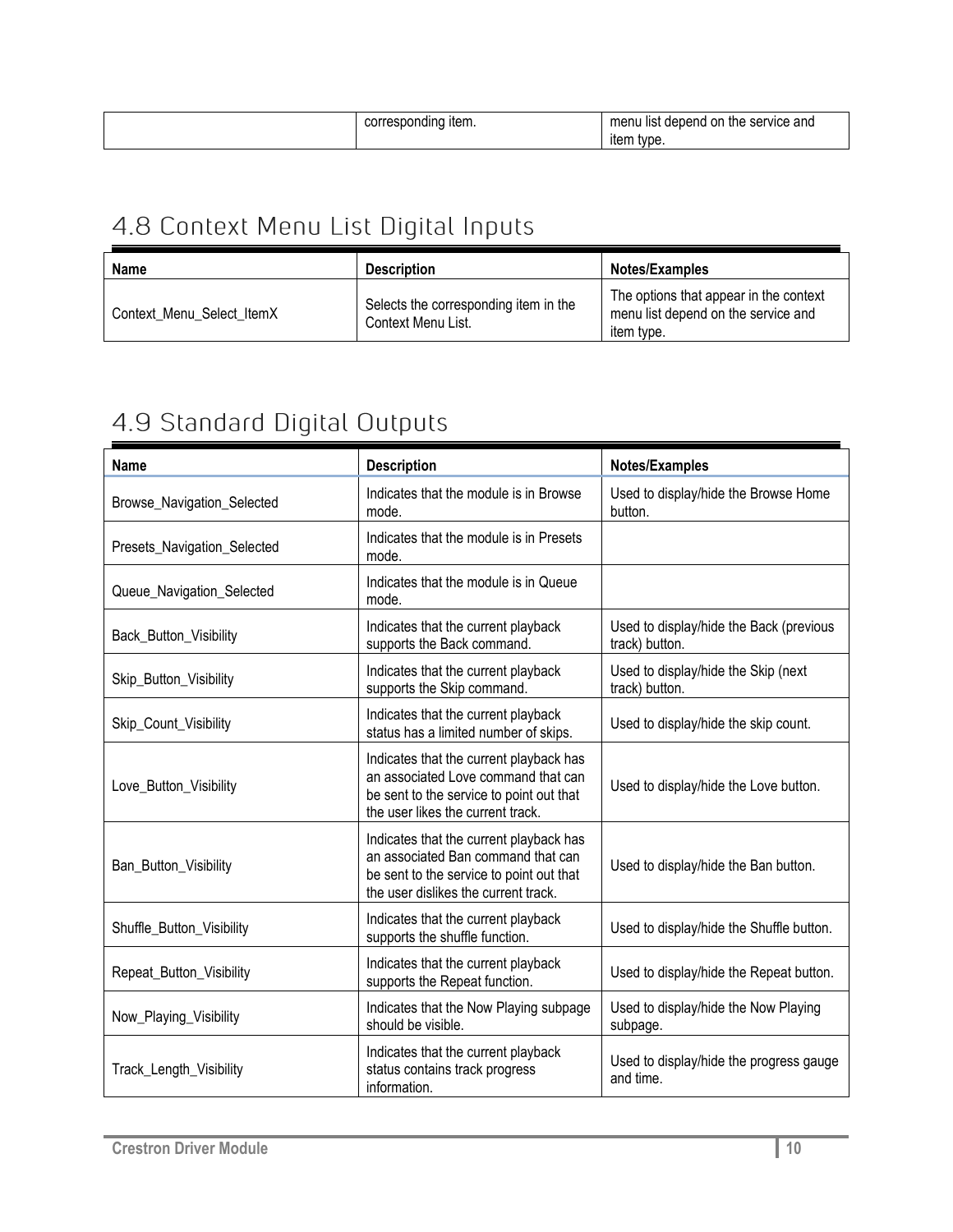|  | corresponding item. | menu list depend on the service and item type. |
|---|---|---|

## 4.8 Context Menu List Digital Inputs

| Name | Description | Notes/Examples |
|---|---|---|
| Context_Menu_Select_ItemX | Selects the corresponding item in the Context Menu List. | The options that appear in the context menu list depend on the service and item type. |

## 4.9 Standard Digital Outputs

| Name | Description | Notes/Examples |
|---|---|---|
| Browse_Navigation_Selected | Indicates that the module is in Browse mode. | Used to display/hide the Browse Home button. |
| Presets_Navigation_Selected | Indicates that the module is in Presets mode. | |
| Queue_Navigation_Selected | Indicates that the module is in Queue mode. | |
| Back_Button_Visibility | Indicates that the current playback supports the Back command. | Used to display/hide the Back (previous track) button. |
| Skip_Button_Visibility | Indicates that the current playback supports the Skip command. | Used to display/hide the Skip (next track) button. |
| Skip_Count_Visibility | Indicates that the current playback status has a limited number of skips. | Used to display/hide the skip count. |
| Love_Button_Visibility | Indicates that the current playback has an associated Love command that can be sent to the service to point out that the user likes the current track. | Used to display/hide the Love button. |
| Ban_Button_Visibility | Indicates that the current playback has an associated Ban command that can be sent to the service to point out that the user dislikes the current track. | Used to display/hide the Ban button. |
| Shuffle_Button_Visibility | Indicates that the current playback supports the shuffle function. | Used to display/hide the Shuffle button. |
| Repeat_Button_Visibility | Indicates that the current playback supports the Repeat function. | Used to display/hide the Repeat button. |
| Now_Playing_Visibility | Indicates that the Now Playing subpage should be visible. | Used to display/hide the Now Playing subpage. |
| Track_Length_Visibility | Indicates that the current playback status contains track progress information. | Used to display/hide the progress gauge and time. |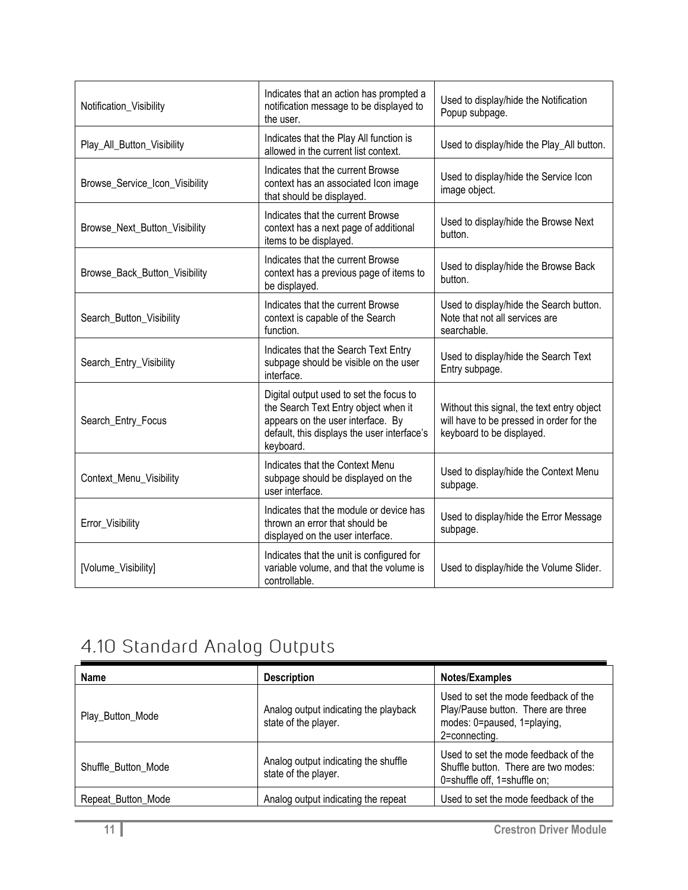| | | |
|---|---|---|
| Notification_Visibility | Indicates that an action has prompted a notification message to be displayed to the user. | Used to display/hide the Notification Popup subpage. |
| Play_All_Button_Visibility | Indicates that the Play All function is allowed in the current list context. | Used to display/hide the Play_All button. |
| Browse_Service_Icon_Visibility | Indicates that the current Browse context has an associated Icon image that should be displayed. | Used to display/hide the Service Icon image object. |
| Browse_Next_Button_Visibility | Indicates that the current Browse context has a next page of additional items to be displayed. | Used to display/hide the Browse Next button. |
| Browse_Back_Button_Visibility | Indicates that the current Browse context has a previous page of items to be displayed. | Used to display/hide the Browse Back button. |
| Search_Button_Visibility | Indicates that the current Browse context is capable of the Search function. | Used to display/hide the Search button. Note that not all services are searchable. |
| Search_Entry_Visibility | Indicates that the Search Text Entry subpage should be visible on the user interface. | Used to display/hide the Search Text Entry subpage. |
| Search_Entry_Focus | Digital output used to set the focus to the Search Text Entry object when it appears on the user interface. By default, this displays the user interface's keyboard. | Without this signal, the text entry object will have to be pressed in order for the keyboard to be displayed. |
| Context_Menu_Visibility | Indicates that the Context Menu subpage should be displayed on the user interface. | Used to display/hide the Context Menu subpage. |
| Error_Visibility | Indicates that the module or device has thrown an error that should be displayed on the user interface. | Used to display/hide the Error Message subpage. |
| [Volume_Visibility] | Indicates that the unit is configured for variable volume, and that the volume is controllable. | Used to display/hide the Volume Slider. |

## 4.10 Standard Analog Outputs

| Name | Description | Notes/Examples |
|---|---|---|
| Play_Button_Mode | Analog output indicating the playback state of the player. | Used to set the mode feedback of the Play/Pause button. There are three modes: 0=paused, 1=playing, 2=connecting. |
| Shuffle_Button_Mode | Analog output indicating the shuffle state of the player. | Used to set the mode feedback of the Shuffle button. There are two modes: 0=shuffle off, 1=shuffle on; |
| Repeat_Button_Mode | Analog output indicating the repeat | Used to set the mode feedback of the |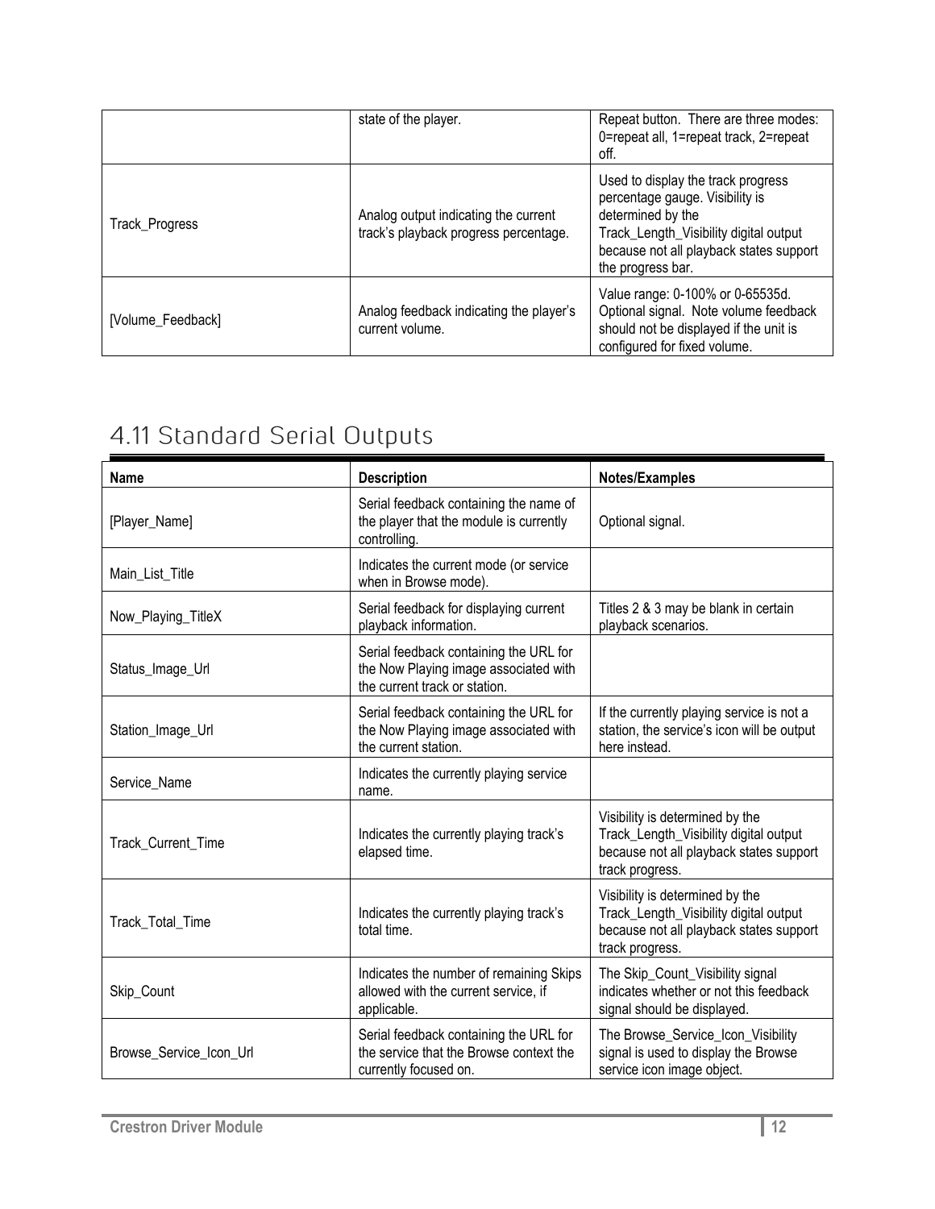|  | state of the player. | Repeat button. There are three modes: 0=repeat all, 1=repeat track, 2=repeat off. |
| --- | --- | --- |
| Track_Progress | Analog output indicating the current track's playback progress percentage. | Used to display the track progress percentage gauge. Visibility is determined by the Track_Length_Visibility digital output because not all playback states support the progress bar. |
| [Volume_Feedback] | Analog feedback indicating the player's current volume. | Value range: 0-100% or 0-65535d. Optional signal. Note volume feedback should not be displayed if the unit is configured for fixed volume. |

## 4.11 Standard Serial Outputs

| Name | Description | Notes/Examples |
| --- | --- | --- |
| [Player_Name] | Serial feedback containing the name of the player that the module is currently controlling. | Optional signal. |
| Main_List_Title | Indicates the current mode (or service when in Browse mode). |  |
| Now_Playing_TitleX | Serial feedback for displaying current playback information. | Titles 2 & 3 may be blank in certain playback scenarios. |
| Status_Image_Url | Serial feedback containing the URL for the Now Playing image associated with the current track or station. |  |
| Station_Image_Url | Serial feedback containing the URL for the Now Playing image associated with the current station. | If the currently playing service is not a station, the service's icon will be output here instead. |
| Service_Name | Indicates the currently playing service name. |  |
| Track_Current_Time | Indicates the currently playing track's elapsed time. | Visibility is determined by the Track_Length_Visibility digital output because not all playback states support track progress. |
| Track_Total_Time | Indicates the currently playing track's total time. | Visibility is determined by the Track_Length_Visibility digital output because not all playback states support track progress. |
| Skip_Count | Indicates the number of remaining Skips allowed with the current service, if applicable. | The Skip_Count_Visibility signal indicates whether or not this feedback signal should be displayed. |
| Browse_Service_Icon_Url | Serial feedback containing the URL for the service that the Browse context the currently focused on. | The Browse_Service_Icon_Visibility signal is used to display the Browse service icon image object. |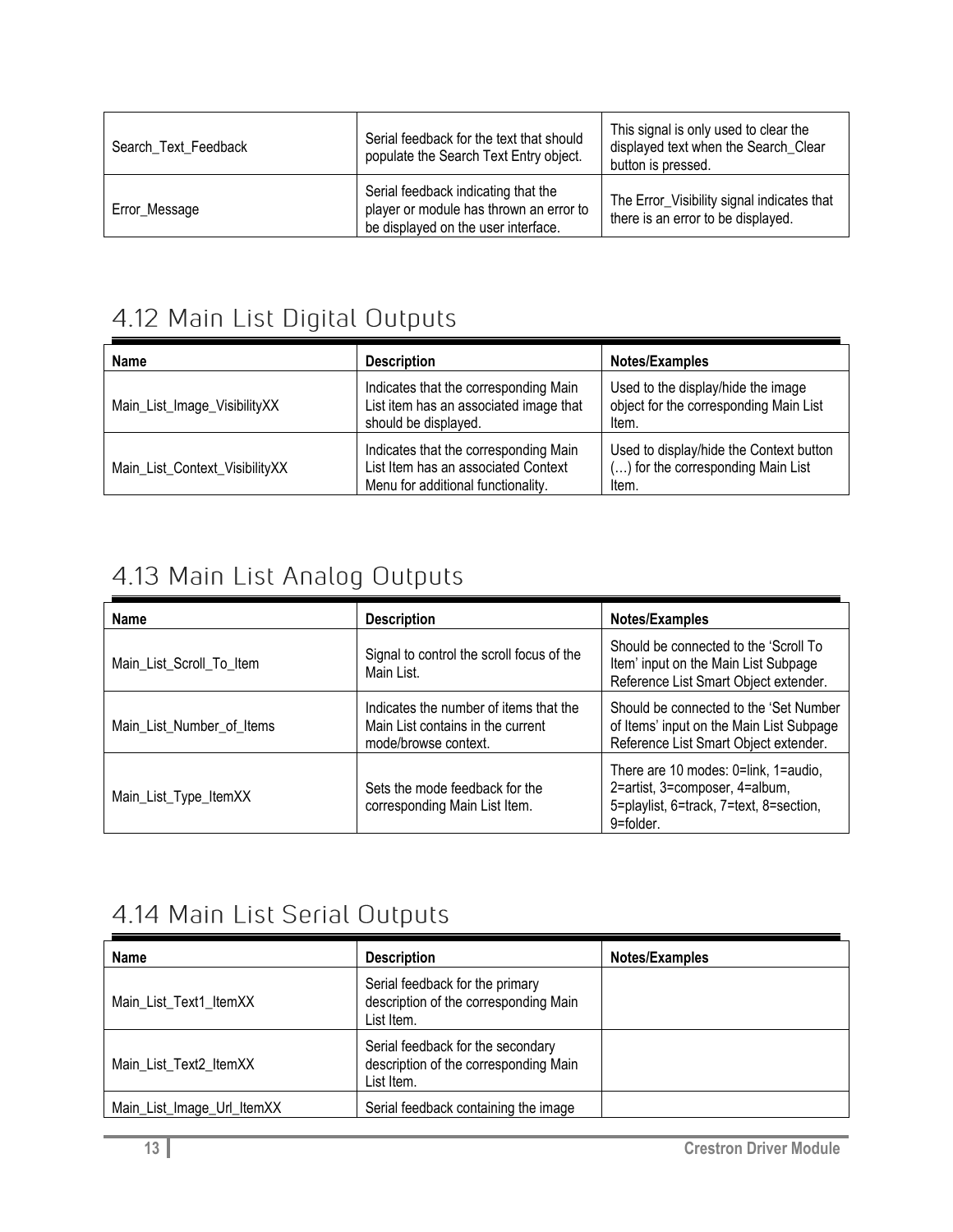| Search_Text_Feedback | Serial feedback for the text that should populate the Search Text Entry object. | This signal is only used to clear the displayed text when the Search_Clear button is pressed. |
|---|---|---|
| Error_Message | Serial feedback indicating that the player or module has thrown an error to be displayed on the user interface. | The Error_Visibility signal indicates that there is an error to be displayed. |

## 4.12 Main List Digital Outputs

| Name | Description | Notes/Examples |
|---|---|---|
| Main_List_Image_VisibilityXX | Indicates that the corresponding Main List item has an associated image that should be displayed. | Used to the display/hide the image object for the corresponding Main List Item. |
| Main_List_Context_VisibilityXX | Indicates that the corresponding Main List Item has an associated Context Menu for additional functionality. | Used to display/hide the Context button (…) for the corresponding Main List Item. |

## 4.13 Main List Analog Outputs

| Name | Description | Notes/Examples |
|---|---|---|
| Main_List_Scroll_To_Item | Signal to control the scroll focus of the Main List. | Should be connected to the 'Scroll To Item' input on the Main List Subpage Reference List Smart Object extender. |
| Main_List_Number_of_Items | Indicates the number of items that the Main List contains in the current mode/browse context. | Should be connected to the 'Set Number of Items' input on the Main List Subpage Reference List Smart Object extender. |
| Main_List_Type_ItemXX | Sets the mode feedback for the corresponding Main List Item. | There are 10 modes: 0=link, 1=audio, 2=artist, 3=composer, 4=album, 5=playlist, 6=track, 7=text, 8=section, 9=folder. |

## 4.14 Main List Serial Outputs

| Name | Description | Notes/Examples |
|---|---|---|
| Main_List_Text1_ItemXX | Serial feedback for the primary description of the corresponding Main List Item. | |
| Main_List_Text2_ItemXX | Serial feedback for the secondary description of the corresponding Main List Item. | |
| Main_List_Image_Url_ItemXX | Serial feedback containing the image | |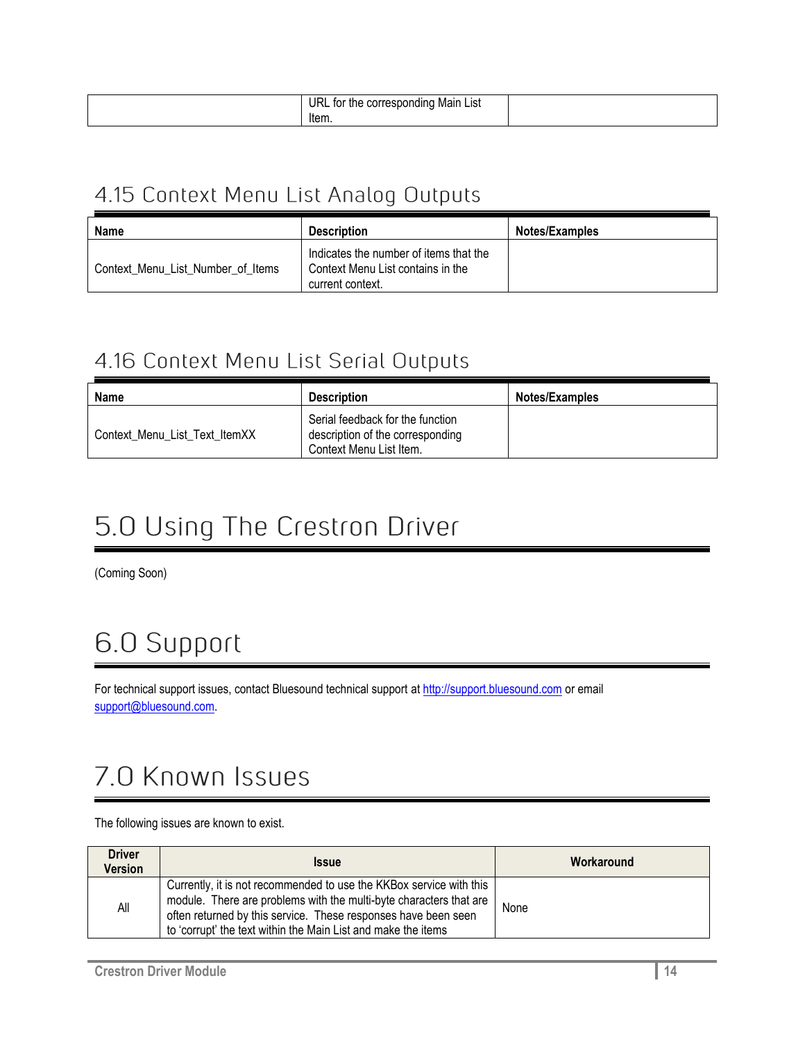| | URL for the corresponding Main List Item. | |
|---|---|---|

## 4.15 Context Menu List Analog Outputs

| Name | Description | Notes/Examples |
|---|---|---|
| Context_Menu_List_Number_of_Items | Indicates the number of items that the Context Menu List contains in the current context. | |

## 4.16 Context Menu List Serial Outputs

| Name | Description | Notes/Examples |
|---|---|---|
| Context_Menu_List_Text_ItemXX | Serial feedback for the function description of the corresponding Context Menu List Item. | |

# 5.0 Using The Crestron Driver

(Coming Soon)

# 6.0 Support

For technical support issues, contact Bluesound technical support at http://support.bluesound.com or email support@bluesound.com.

# 7.0 Known Issues

The following issues are known to exist.

| Driver Version | Issue | Workaround |
|---|---|---|
| All | Currently, it is not recommended to use the KKBox service with this module. There are problems with the multi-byte characters that are often returned by this service. These responses have been seen to 'corrupt' the text within the Main List and make the items | None |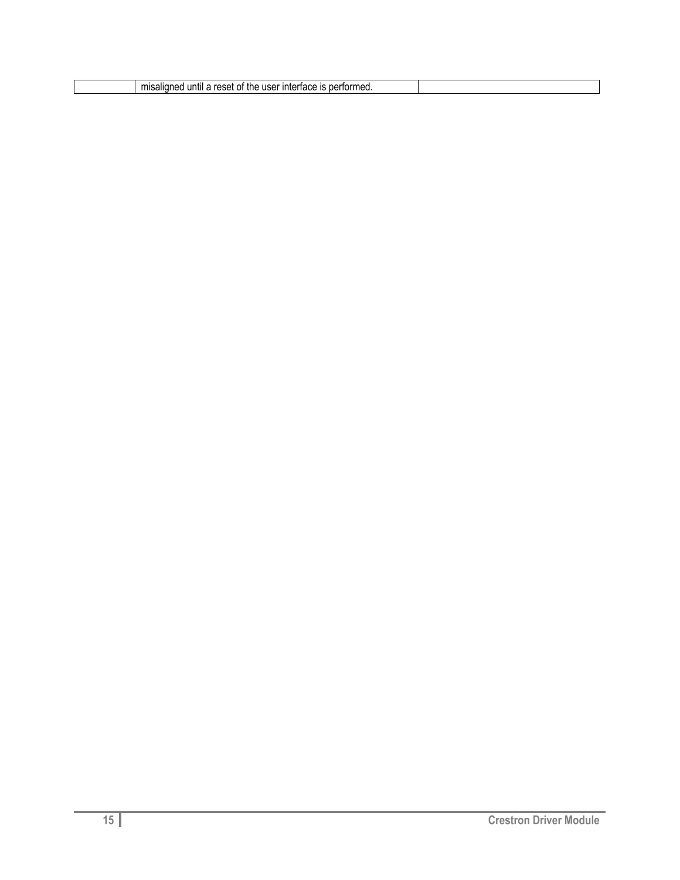| | | |
|---|---|---|
| | misaligned until a reset of the user interface is performed. | |